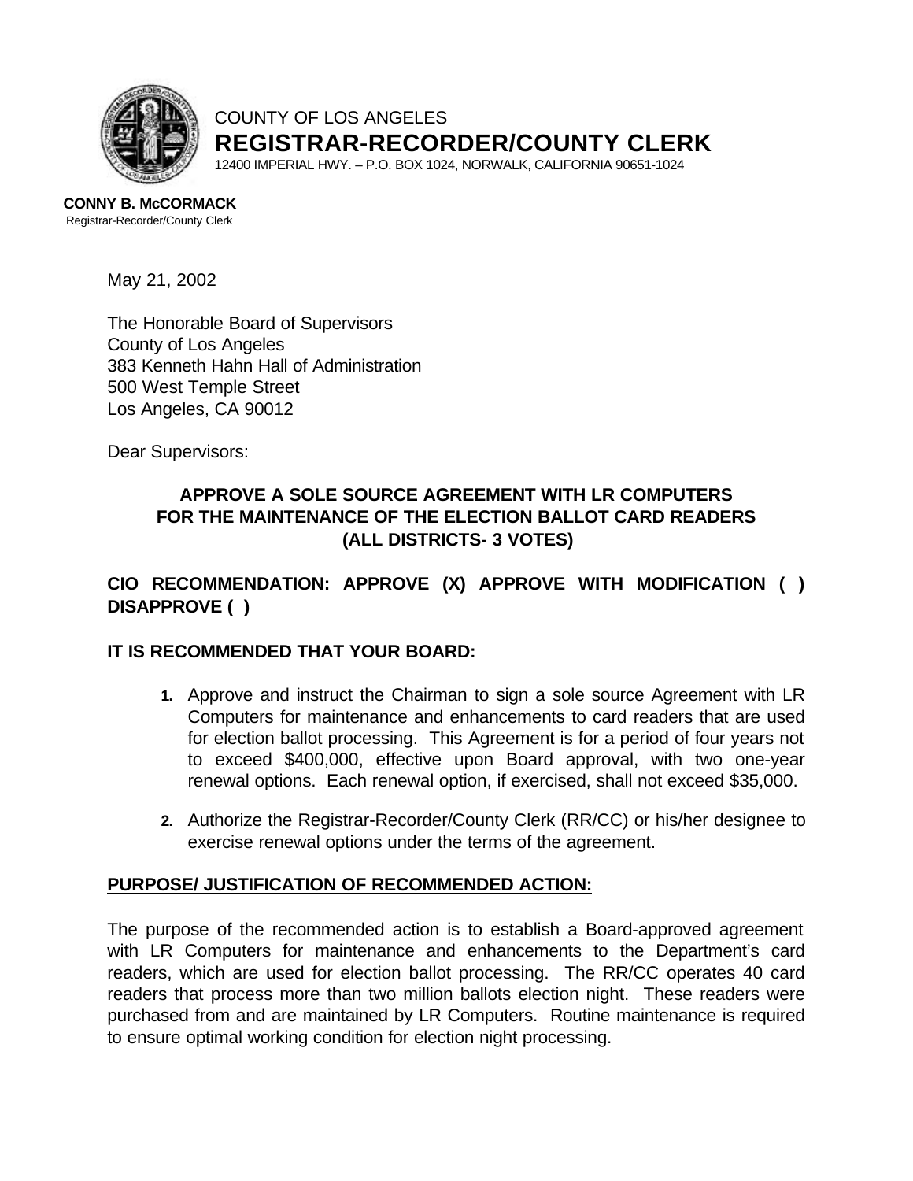COUNTY OF LOS ANGELES
**REGISTRAR-RECORDER/COUNTY CLERK**
12400 IMPERIAL HWY. – P.O. BOX 1024, NORWALK, CALIFORNIA 90651-1024

**CONNY B. McCORMACK**
Registrar-Recorder/County Clerk

May 21, 2002

The Honorable Board of Supervisors
County of Los Angeles
383 Kenneth Hahn Hall of Administration
500 West Temple Street
Los Angeles, CA 90012

Dear Supervisors:

**APPROVE A SOLE SOURCE AGREEMENT WITH LR COMPUTERS FOR THE MAINTENANCE OF THE ELECTION BALLOT CARD READERS (ALL DISTRICTS- 3 VOTES)**

**CIO RECOMMENDATION: APPROVE (X) APPROVE WITH MODIFICATION ( ) DISAPPROVE ( )**

**IT IS RECOMMENDED THAT YOUR BOARD:**

1. Approve and instruct the Chairman to sign a sole source Agreement with LR Computers for maintenance and enhancements to card readers that are used for election ballot processing. This Agreement is for a period of four years not to exceed $400,000, effective upon Board approval, with two one-year renewal options. Each renewal option, if exercised, shall not exceed $35,000.

2. Authorize the Registrar-Recorder/County Clerk (RR/CC) or his/her designee to exercise renewal options under the terms of the agreement.

**PURPOSE/ JUSTIFICATION OF RECOMMENDED ACTION:**

The purpose of the recommended action is to establish a Board-approved agreement with LR Computers for maintenance and enhancements to the Department's card readers, which are used for election ballot processing. The RR/CC operates 40 card readers that process more than two million ballots election night. These readers were purchased from and are maintained by LR Computers. Routine maintenance is required to ensure optimal working condition for election night processing.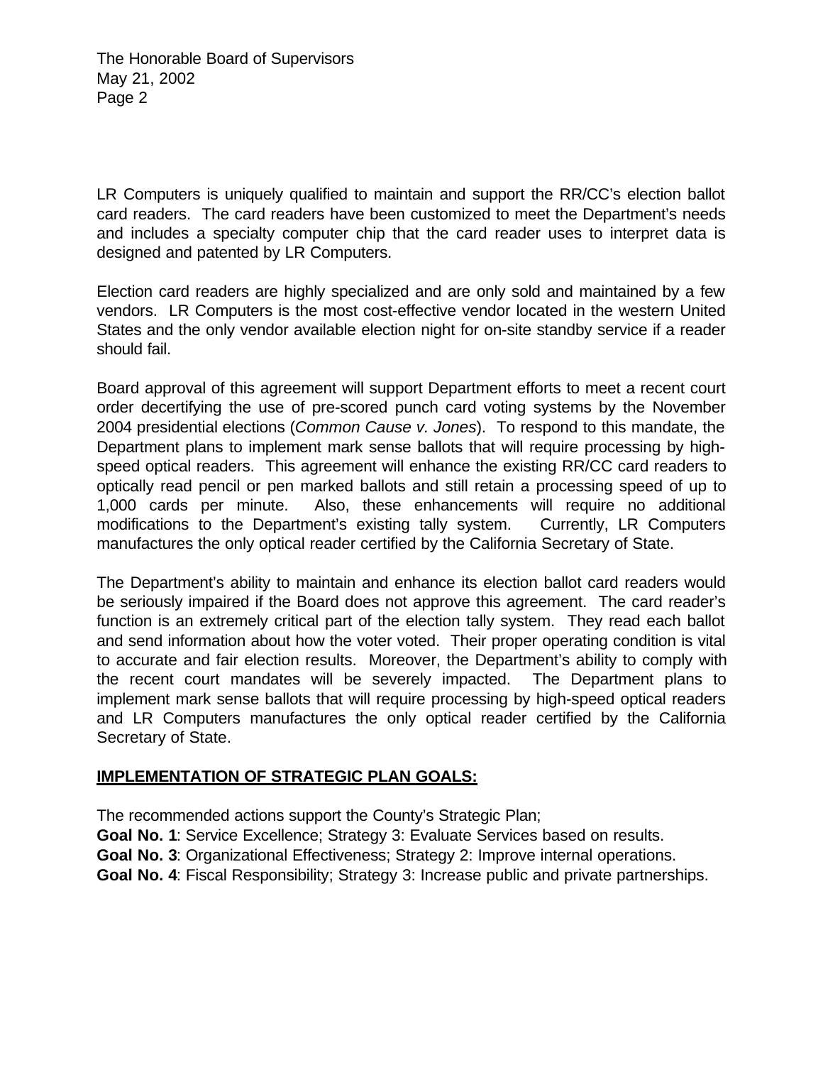LR Computers is uniquely qualified to maintain and support the RR/CC's election ballot card readers. The card readers have been customized to meet the Department's needs and includes a specialty computer chip that the card reader uses to interpret data is designed and patented by LR Computers.

Election card readers are highly specialized and are only sold and maintained by a few vendors. LR Computers is the most cost-effective vendor located in the western United States and the only vendor available election night for on-site standby service if a reader should fail.

Board approval of this agreement will support Department efforts to meet a recent court order decertifying the use of pre-scored punch card voting systems by the November 2004 presidential elections (*Common Cause v. Jones*). To respond to this mandate, the Department plans to implement mark sense ballots that will require processing by high-speed optical readers. This agreement will enhance the existing RR/CC card readers to optically read pencil or pen marked ballots and still retain a processing speed of up to 1,000 cards per minute. Also, these enhancements will require no additional modifications to the Department's existing tally system. Currently, LR Computers manufactures the only optical reader certified by the California Secretary of State.

The Department's ability to maintain and enhance its election ballot card readers would be seriously impaired if the Board does not approve this agreement. The card reader's function is an extremely critical part of the election tally system. They read each ballot and send information about how the voter voted. Their proper operating condition is vital to accurate and fair election results. Moreover, the Department's ability to comply with the recent court mandates will be severely impacted. The Department plans to implement mark sense ballots that will require processing by high-speed optical readers and LR Computers manufactures the only optical reader certified by the California Secretary of State.

## IMPLEMENTATION OF STRATEGIC PLAN GOALS:

The recommended actions support the County's Strategic Plan;
**Goal No. 1**: Service Excellence; Strategy 3: Evaluate Services based on results.
**Goal No. 3**: Organizational Effectiveness; Strategy 2: Improve internal operations.
**Goal No. 4**: Fiscal Responsibility; Strategy 3: Increase public and private partnerships.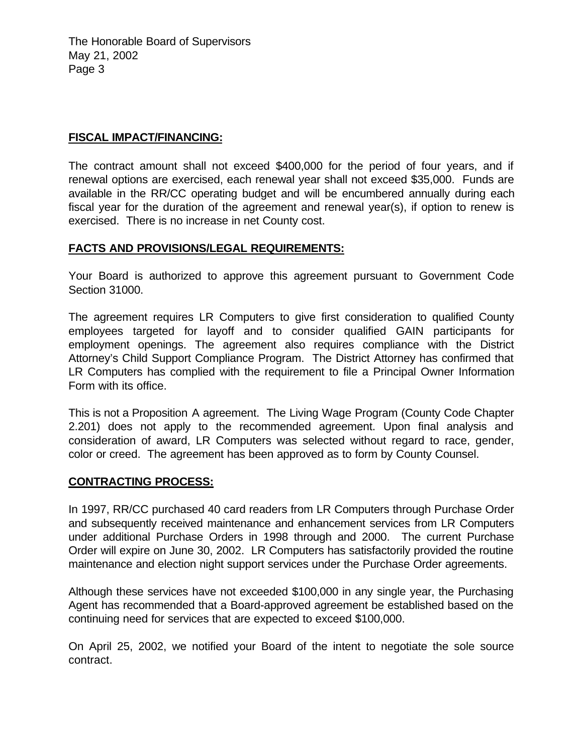## FISCAL IMPACT/FINANCING:

The contract amount shall not exceed $400,000 for the period of four years, and if renewal options are exercised, each renewal year shall not exceed $35,000. Funds are available in the RR/CC operating budget and will be encumbered annually during each fiscal year for the duration of the agreement and renewal year(s), if option to renew is exercised. There is no increase in net County cost.

## FACTS AND PROVISIONS/LEGAL REQUIREMENTS:

Your Board is authorized to approve this agreement pursuant to Government Code Section 31000.

The agreement requires LR Computers to give first consideration to qualified County employees targeted for layoff and to consider qualified GAIN participants for employment openings. The agreement also requires compliance with the District Attorney's Child Support Compliance Program. The District Attorney has confirmed that LR Computers has complied with the requirement to file a Principal Owner Information Form with its office.

This is not a Proposition A agreement. The Living Wage Program (County Code Chapter 2.201) does not apply to the recommended agreement. Upon final analysis and consideration of award, LR Computers was selected without regard to race, gender, color or creed. The agreement has been approved as to form by County Counsel.

## CONTRACTING PROCESS:

In 1997, RR/CC purchased 40 card readers from LR Computers through Purchase Order and subsequently received maintenance and enhancement services from LR Computers under additional Purchase Orders in 1998 through and 2000. The current Purchase Order will expire on June 30, 2002. LR Computers has satisfactorily provided the routine maintenance and election night support services under the Purchase Order agreements.

Although these services have not exceeded $100,000 in any single year, the Purchasing Agent has recommended that a Board-approved agreement be established based on the continuing need for services that are expected to exceed $100,000.

On April 25, 2002, we notified your Board of the intent to negotiate the sole source contract.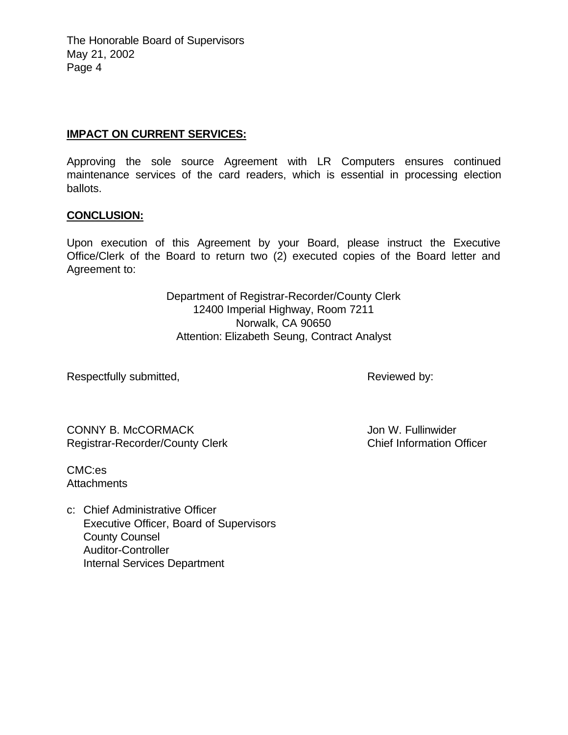**IMPACT ON CURRENT SERVICES:**

Approving the sole source Agreement with LR Computers ensures continued maintenance services of the card readers, which is essential in processing election ballots.

**CONCLUSION:**

Upon execution of this Agreement by your Board, please instruct the Executive Office/Clerk of the Board to return two (2) executed copies of the Board letter and Agreement to:

Department of Registrar-Recorder/County Clerk
12400 Imperial Highway, Room 7211
Norwalk, CA 90650
Attention: Elizabeth Seung, Contract Analyst

Respectfully submitted,

CONNY B. McCORMACK
Registrar-Recorder/County Clerk

Reviewed by:

Jon W. Fullinwider
Chief Information Officer

CMC:es
Attachments

c: Chief Administrative Officer
Executive Officer, Board of Supervisors
County Counsel
Auditor-Controller
Internal Services Department